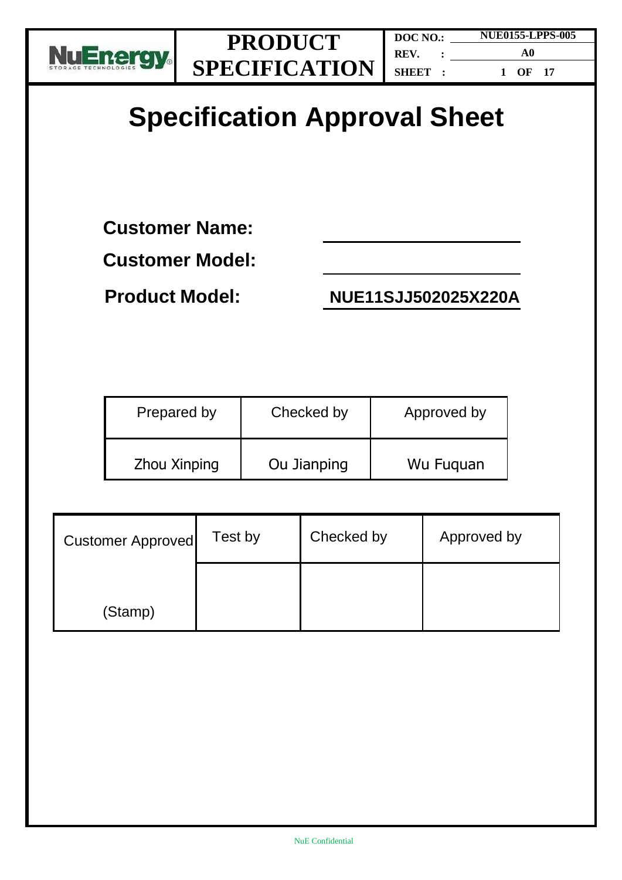# Specification Approval Sheet

**Customer Name:** ____________________

**Customer Model:** ____________________

**Product Model:** NUE11SJJ502025X220A

| Prepared by | Checked by | Approved by |
|---|---|---|
| Zhou Xinping | Ou Jianping | Wu Fuquan |

| Customer Approved | Test by | Checked by | Approved by |
|---|---|---|---|
| (Stamp) | | | |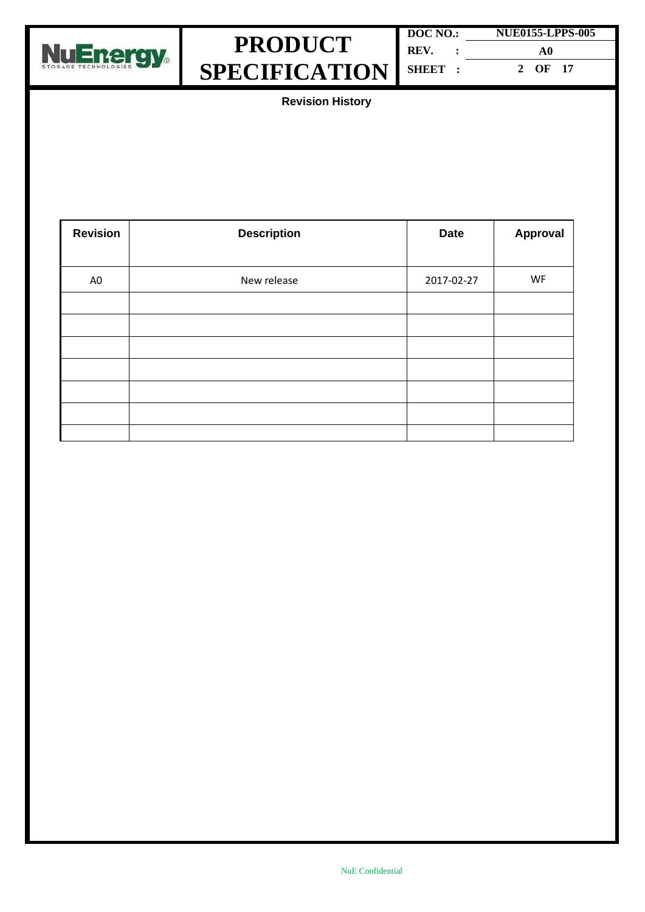## Revision History

| Revision | Description | Date | Approval |
|---|---|---|---|
| A0 | New release | 2017-02-27 | WF |
| | | | |
| | | | |
| | | | |
| | | | |
| | | | |
| | | | |
| | | | |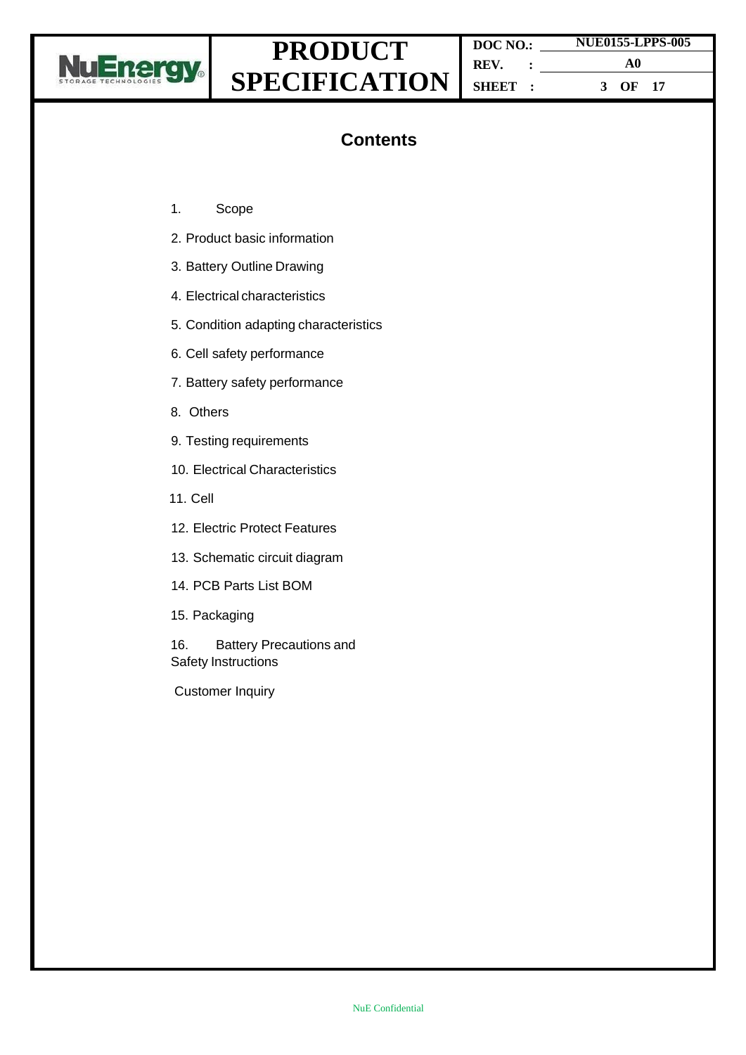# Contents

1. Scope
2. Product basic information
3. Battery Outline Drawing
4. Electrical characteristics
5. Condition adapting characteristics
6. Cell safety performance
7. Battery safety performance
8. Others
9. Testing requirements
10. Electrical Characteristics
11. Cell
12. Electric Protect Features
13. Schematic circuit diagram
14. PCB Parts List BOM
15. Packaging
16. Battery Precautions and Safety Instructions

Customer Inquiry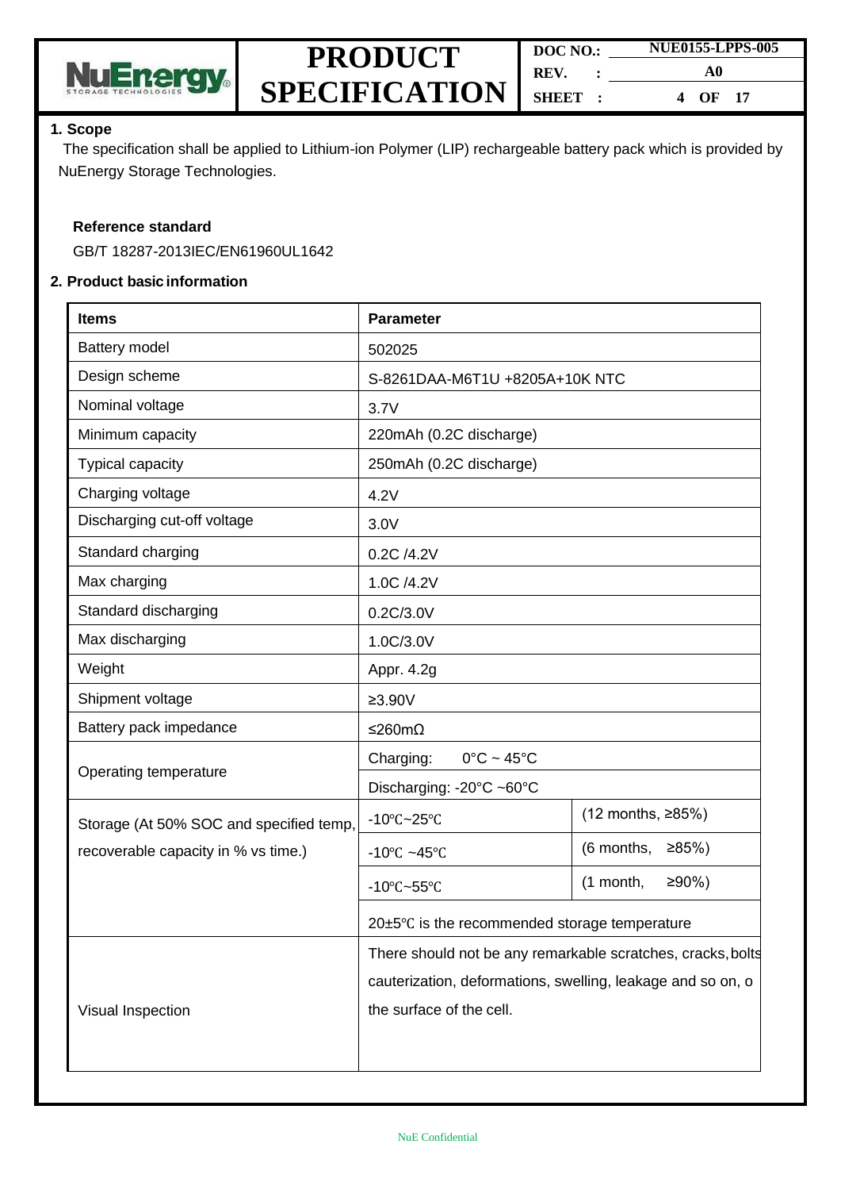## 1. Scope

The specification shall be applied to Lithium-ion Polymer (LIP) rechargeable battery pack which is provided by NuEnergy Storage Technologies.

**Reference standard**

GB/T 18287-2013IEC/EN61960UL1642

## 2. Product basic information

| Items | Parameter | |
|---|---|---|
| Battery model | 502025 | |
| Design scheme | S-8261DAA-M6T1U +8205A+10K NTC | |
| Nominal voltage | 3.7V | |
| Minimum capacity | 220mAh (0.2C discharge) | |
| Typical capacity | 250mAh (0.2C discharge) | |
| Charging voltage | 4.2V | |
| Discharging cut-off voltage | 3.0V | |
| Standard charging | 0.2C /4.2V | |
| Max charging | 1.0C /4.2V | |
| Standard discharging | 0.2C/3.0V | |
| Max discharging | 1.0C/3.0V | |
| Weight | Appr. 4.2g | |
| Shipment voltage | ≥3.90V | |
| Battery pack impedance | ≤260mΩ | |
| Operating temperature | Charging: 0°C ~ 45°C | |
| | Discharging: -20°C ~60°C | |
| Storage (At 50% SOC and specified temp, recoverable capacity in % vs time.) | -10℃~25℃ | (12 months, ≥85%) |
| | -10℃ ~45℃ | (6 months, ≥85%) |
| | -10℃~55℃ | (1 month, ≥90%) |
| | 20±5℃ is the recommended storage temperature | |
| Visual Inspection | There should not be any remarkable scratches, cracks, bolts cauterization, deformations, swelling, leakage and so on, o the surface of the cell. | |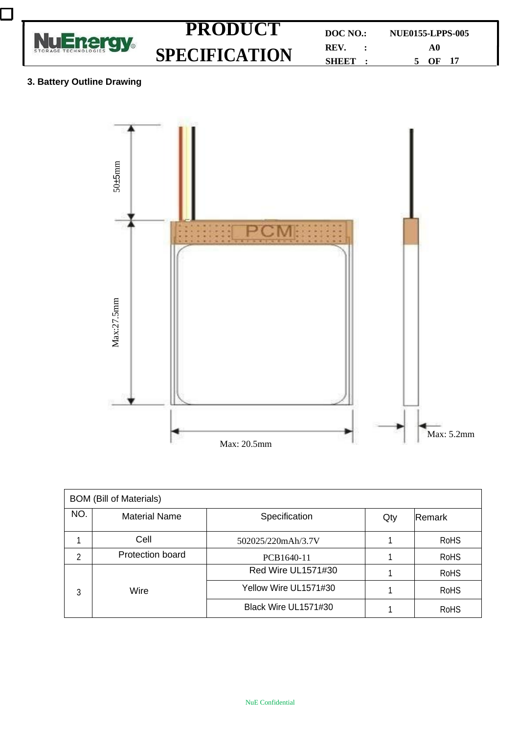## 3. Battery Outline Drawing

50±5mm

PCM

Max:27.5mm

Max: 20.5mm

Max: 5.2mm

| BOM (Bill of Materials) | | | | |
|---|---|---|---|---|
| NO. | Material Name | Specification | Qty | Remark |
| 1 | Cell | 502025/220mAh/3.7V | 1 | RoHS |
| 2 | Protection board | PCB1640-11 | 1 | RoHS |
| 3 | Wire | Red Wire UL1571#30 | 1 | RoHS |
| | | Yellow Wire UL1571#30 | 1 | RoHS |
| | | Black Wire UL1571#30 | 1 | RoHS |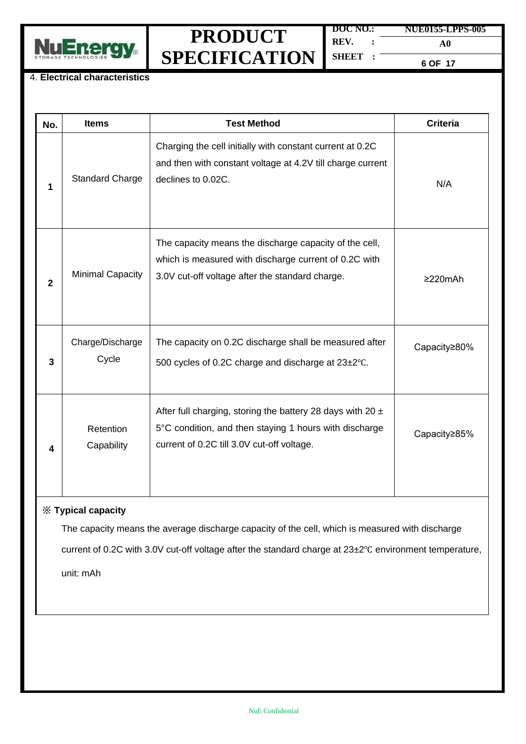4. **Electrical characteristics**

| No. | Items | Test Method | Criteria |
|---|---|---|---|
| 1 | Standard Charge | Charging the cell initially with constant current at 0.2C and then with constant voltage at 4.2V till charge current declines to 0.02C. | N/A |
| 2 | Minimal Capacity | The capacity means the discharge capacity of the cell, which is measured with discharge current of 0.2C with 3.0V cut-off voltage after the standard charge. | ≥220mAh |
| 3 | Charge/Discharge Cycle | The capacity on 0.2C discharge shall be measured after 500 cycles of 0.2C charge and discharge at 23±2℃. | Capacity≥80% |
| 4 | Retention Capability | After full charging, storing the battery 28 days with 20 ± 5°C condition, and then staying 1 hours with discharge current of 0.2C till 3.0V cut-off voltage. | Capacity≥85% |

※ **Typical capacity**

The capacity means the average discharge capacity of the cell, which is measured with discharge current of 0.2C with 3.0V cut-off voltage after the standard charge at 23±2℃ environment temperature, unit: mAh

NuE Confidential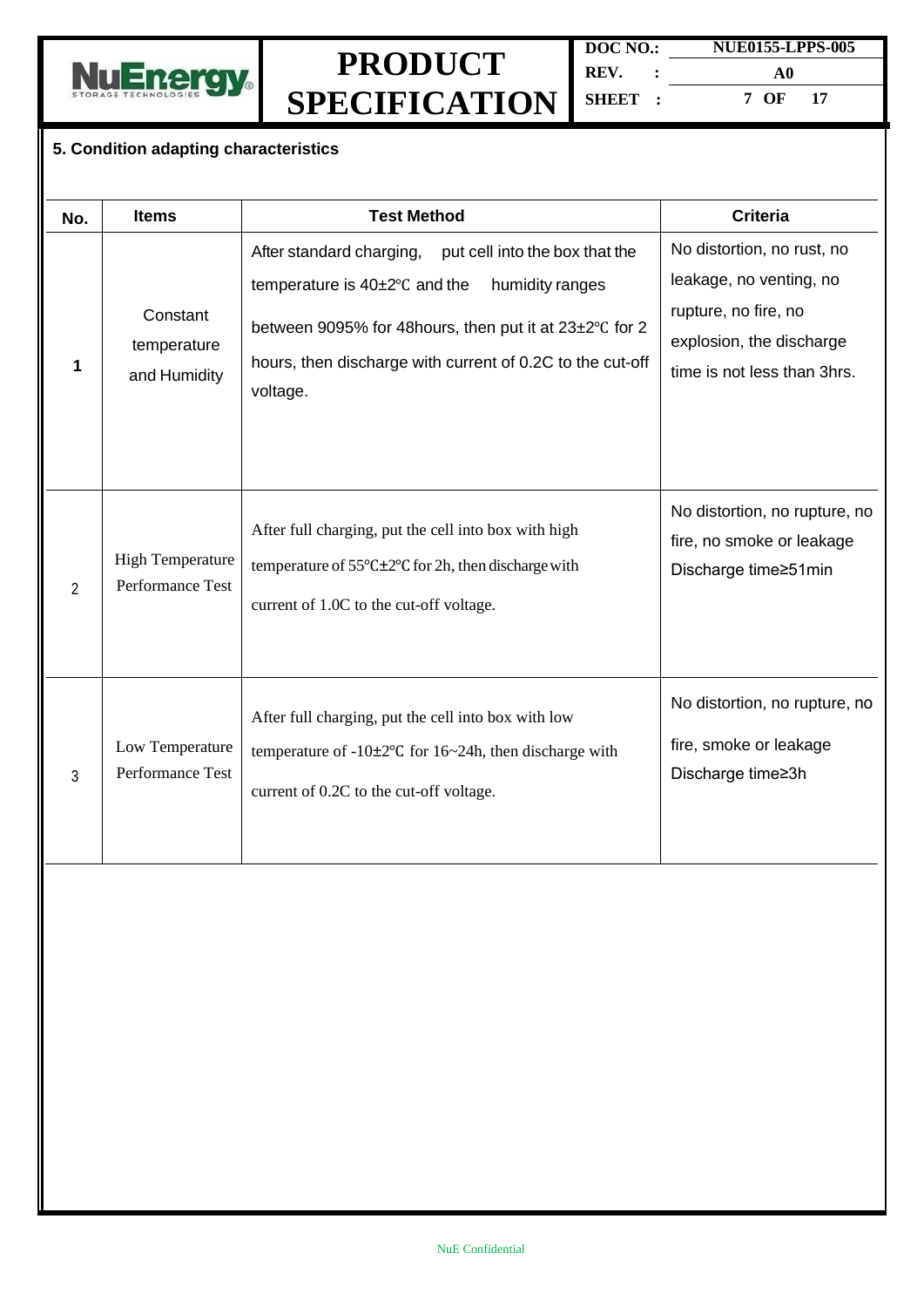**5. Condition adapting characteristics**

| No. | Items | Test Method | Criteria |
| --- | --- | --- | --- |
| 1 | Constant temperature and Humidity | After standard charging, put cell into the box that the temperature is 40±2℃ and the humidity ranges between 9095% for 48hours, then put it at 23±2℃ for 2 hours, then discharge with current of 0.2C to the cut-off voltage. | No distortion, no rust, no leakage, no venting, no rupture, no fire, no explosion, the discharge time is not less than 3hrs. |
| 2 | High Temperature Performance Test | After full charging, put the cell into box with high temperature of 55℃±2℃ for 2h, then discharge with current of 1.0C to the cut-off voltage. | No distortion, no rupture, no fire, no smoke or leakage Discharge time≥51min |
| 3 | Low Temperature Performance Test | After full charging, put the cell into box with low temperature of -10±2℃ for 16~24h, then discharge with current of 0.2C to the cut-off voltage. | No distortion, no rupture, no fire, smoke or leakage Discharge time≥3h |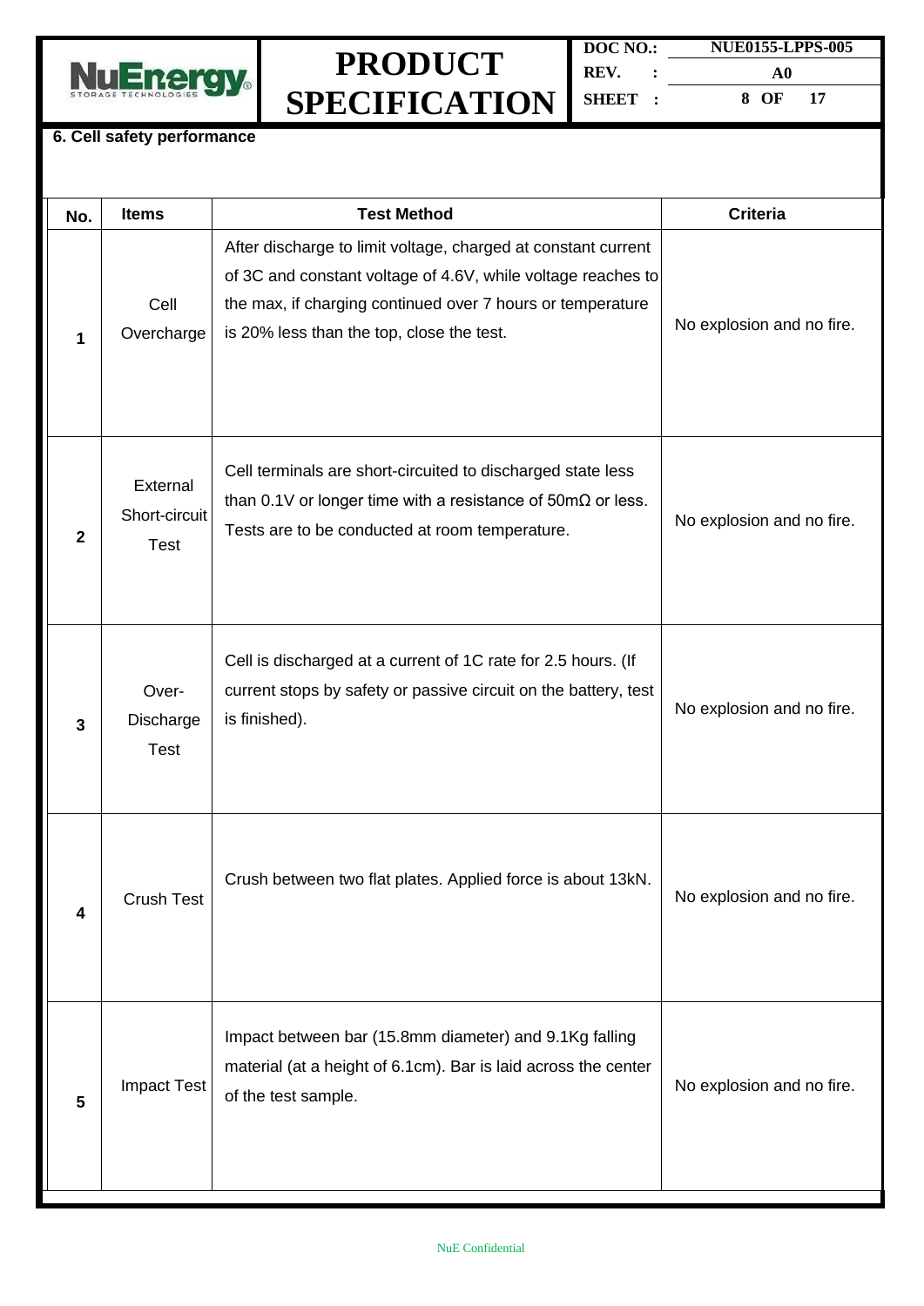## 6. Cell safety performance

| No. | Items | Test Method | Criteria |
|---|---|---|---|
| 1 | Cell Overcharge | After discharge to limit voltage, charged at constant current of 3C and constant voltage of 4.6V, while voltage reaches to the max, if charging continued over 7 hours or temperature is 20% less than the top, close the test. | No explosion and no fire. |
| 2 | External Short-circuit Test | Cell terminals are short-circuited to discharged state less than 0.1V or longer time with a resistance of 50mΩ or less. Tests are to be conducted at room temperature. | No explosion and no fire. |
| 3 | Over-Discharge Test | Cell is discharged at a current of 1C rate for 2.5 hours. (If current stops by safety or passive circuit on the battery, test is finished). | No explosion and no fire. |
| 4 | Crush Test | Crush between two flat plates. Applied force is about 13kN. | No explosion and no fire. |
| 5 | Impact Test | Impact between bar (15.8mm diameter) and 9.1Kg falling material (at a height of 6.1cm). Bar is laid across the center of the test sample. | No explosion and no fire. |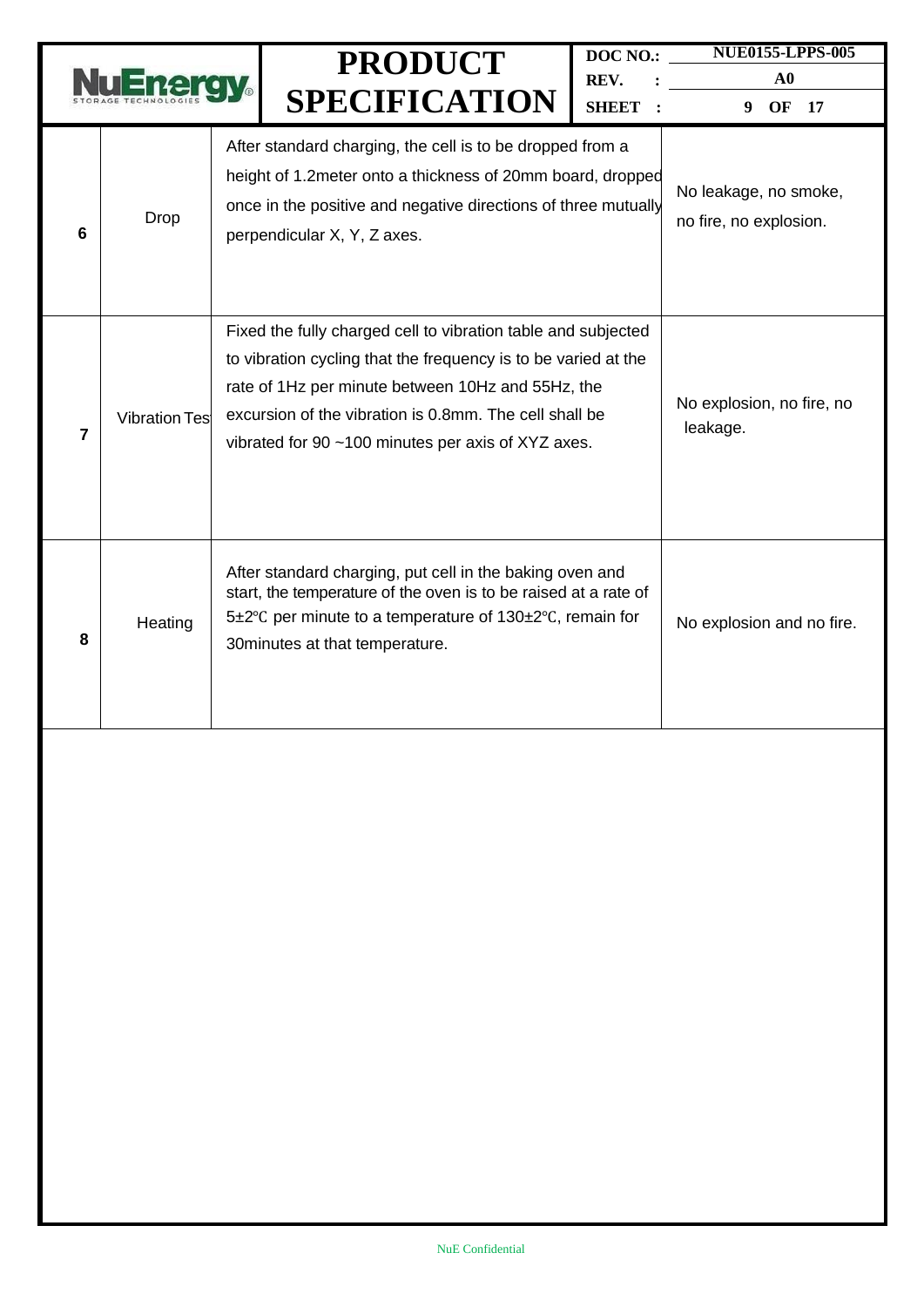| | | | |
|---|---|---|---|
| 6 | Drop | After standard charging, the cell is to be dropped from a height of 1.2meter onto a thickness of 20mm board, dropped once in the positive and negative directions of three mutually perpendicular X, Y, Z axes. | No leakage, no smoke, no fire, no explosion. |
| 7 | Vibration Test | Fixed the fully charged cell to vibration table and subjected to vibration cycling that the frequency is to be varied at the rate of 1Hz per minute between 10Hz and 55Hz, the excursion of the vibration is 0.8mm. The cell shall be vibrated for 90 ~100 minutes per axis of XYZ axes. | No explosion, no fire, no leakage. |
| 8 | Heating | After standard charging, put cell in the baking oven and start, the temperature of the oven is to be raised at a rate of 5±2℃ per minute to a temperature of 130±2℃, remain for 30minutes at that temperature. | No explosion and no fire. |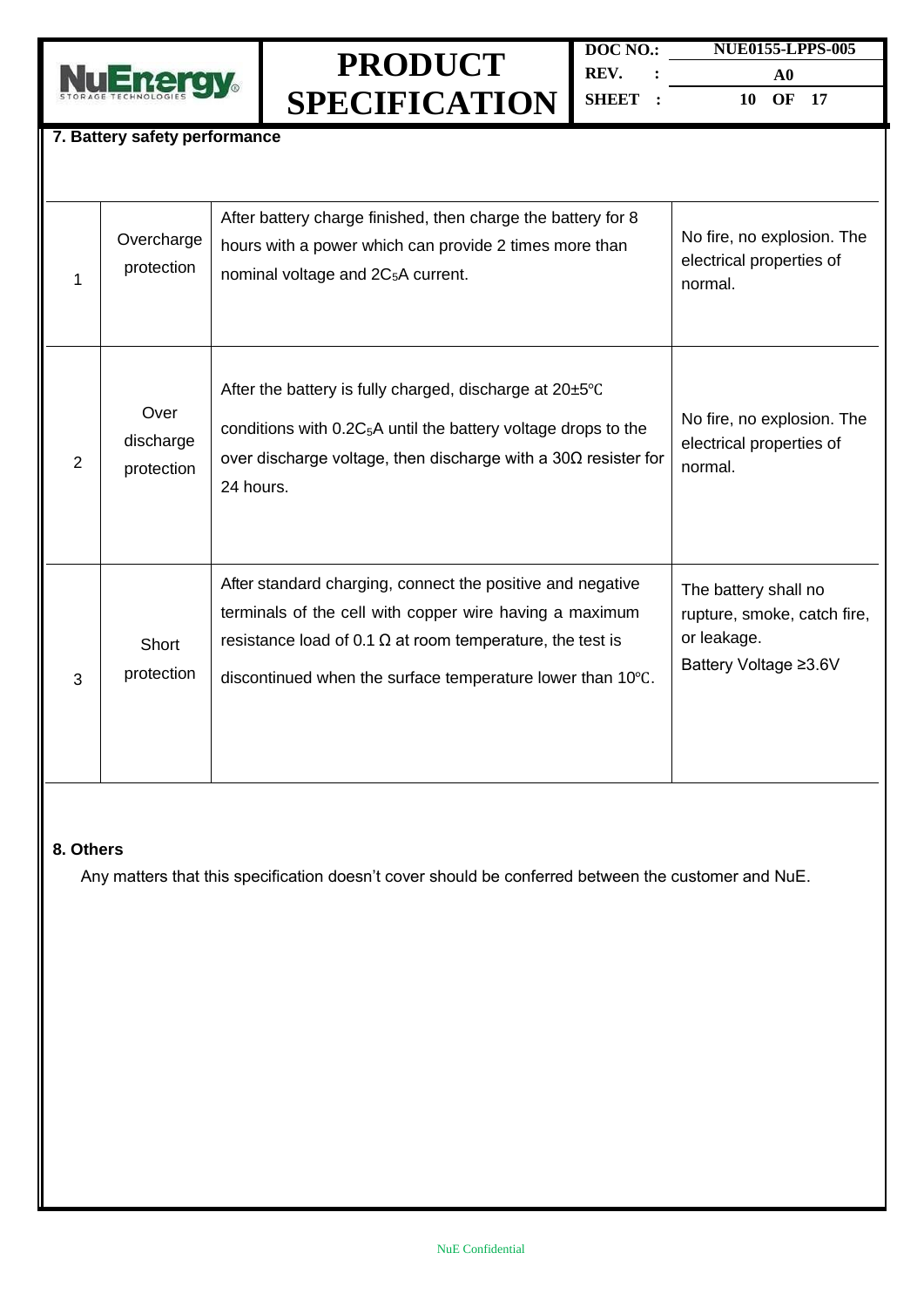## 7. Battery safety performance

| | | | |
|---|---|---|---|
| 1 | Overcharge protection | After battery charge finished, then charge the battery for 8 hours with a power which can provide 2 times more than nominal voltage and $2C_5$A current. | No fire, no explosion. The electrical properties of normal. |
| 2 | Over discharge protection | After the battery is fully charged, discharge at 20±5℃ conditions with $0.2C_5$A until the battery voltage drops to the over discharge voltage, then discharge with a 30Ω resister for 24 hours. | No fire, no explosion. The electrical properties of normal. |
| 3 | Short protection | After standard charging, connect the positive and negative terminals of the cell with copper wire having a maximum resistance load of 0.1 Ω at room temperature, the test is discontinued when the surface temperature lower than 10℃. | The battery shall no rupture, smoke, catch fire, or leakage.<br>Battery Voltage ≥3.6V |

## 8. Others

Any matters that this specification doesn't cover should be conferred between the customer and NuE.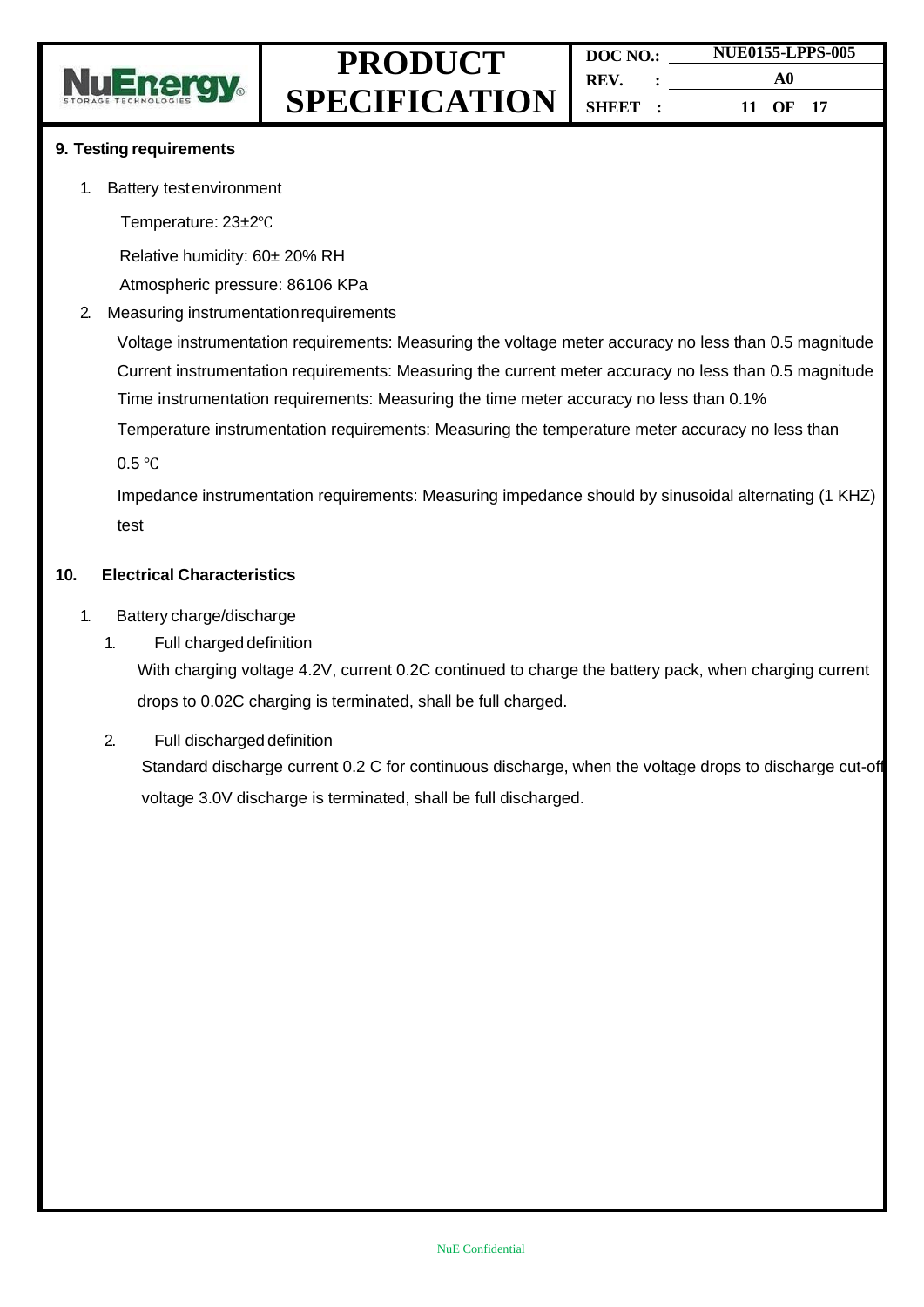## 9. Testing requirements

1. Battery test environment

   Temperature: 23±2℃

   Relative humidity: 60± 20% RH

   Atmospheric pressure: 86106 KPa

2. Measuring instrumentation requirements

   Voltage instrumentation requirements: Measuring the voltage meter accuracy no less than 0.5 magnitude

   Current instrumentation requirements: Measuring the current meter accuracy no less than 0.5 magnitude

   Time instrumentation requirements: Measuring the time meter accuracy no less than 0.1%

   Temperature instrumentation requirements: Measuring the temperature meter accuracy no less than 0.5 ℃

   Impedance instrumentation requirements: Measuring impedance should by sinusoidal alternating (1 KHZ) test

## 10. Electrical Characteristics

1. Battery charge/discharge

   1. Full charged definition

      With charging voltage 4.2V, current 0.2C continued to charge the battery pack, when charging current drops to 0.02C charging is terminated, shall be full charged.

   2. Full discharged definition

      Standard discharge current 0.2 C for continuous discharge, when the voltage drops to discharge cut-off voltage 3.0V discharge is terminated, shall be full discharged.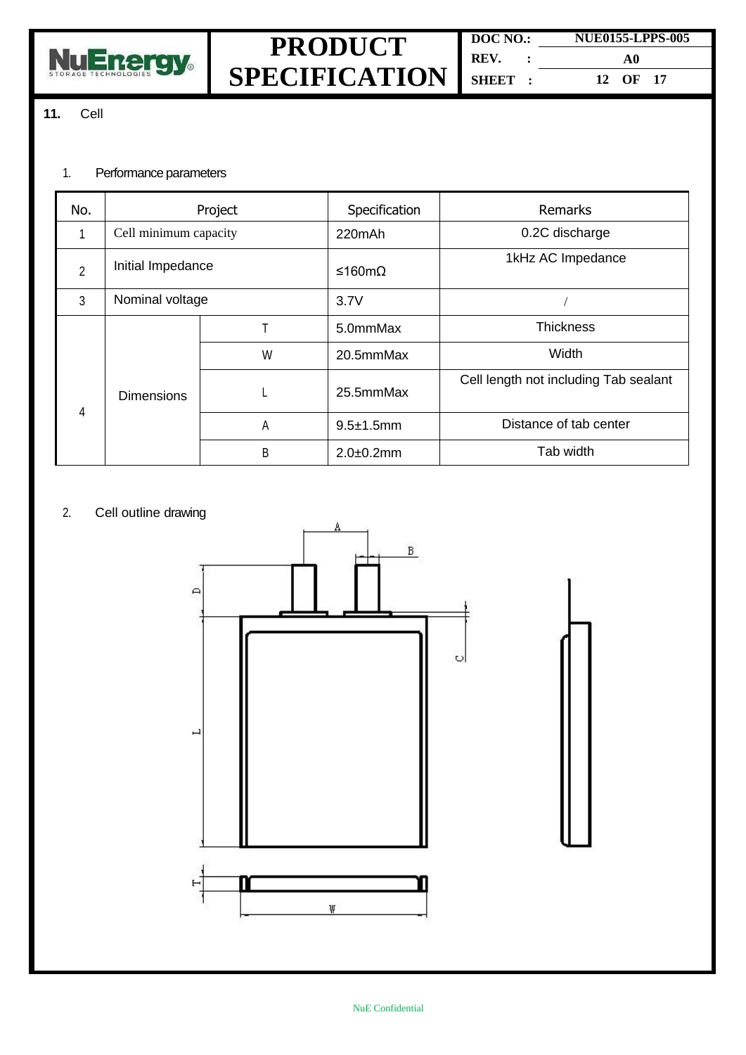## 11. Cell

### 1. Performance parameters

| No. | Project | | Specification | Remarks |
|---|---|---|---|---|
| 1 | Cell minimum capacity | | 220mAh | 0.2C discharge |
| 2 | Initial Impedance | | ≤160mΩ | 1kHz AC Impedance |
| 3 | Nominal voltage | | 3.7V | / |
| 4 | Dimensions | T | 5.0mmMax | Thickness |
| | | W | 20.5mmMax | Width |
| | | L | 25.5mmMax | Cell length not including Tab sealant |
| | | A | 9.5±1.5mm | Distance of tab center |
| | | B | 2.0±0.2mm | Tab width |

### 2. Cell outline drawing

A

B

D

C

L

T

W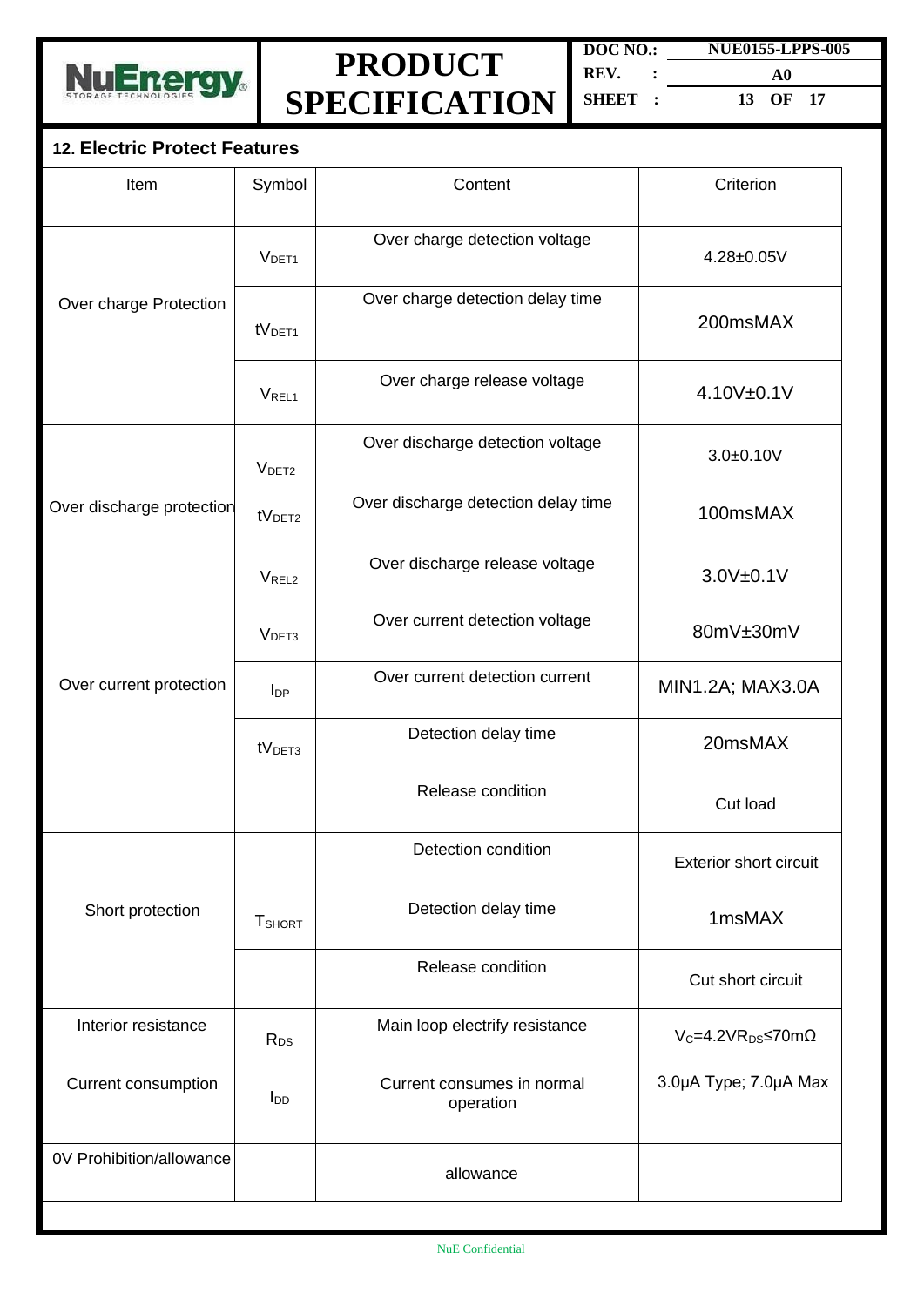## 12. Electric Protect Features

| Item | Symbol | Content | Criterion |
|---|---|---|---|
| Over charge Protection | $V_{DET1}$ | Over charge detection voltage | 4.28±0.05V |
| | $tV_{DET1}$ | Over charge detection delay time | 200msMAX |
| | $V_{REL1}$ | Over charge release voltage | 4.10V±0.1V |
| Over discharge protection | $V_{DET2}$ | Over discharge detection voltage | 3.0±0.10V |
| | $tV_{DET2}$ | Over discharge detection delay time | 100msMAX |
| | $V_{REL2}$ | Over discharge release voltage | 3.0V±0.1V |
| Over current protection | $V_{DET3}$ | Over current detection voltage | 80mV±30mV |
| | $I_{DP}$ | Over current detection current | MIN1.2A; MAX3.0A |
| | $tV_{DET3}$ | Detection delay time | 20msMAX |
| | | Release condition | Cut load |
| Short protection | | Detection condition | Exterior short circuit |
| | $T_{SHORT}$ | Detection delay time | 1msMAX |
| | | Release condition | Cut short circuit |
| Interior resistance | $R_{DS}$ | Main loop electrify resistance | $V_C$=4.2V $R_{DS}$≤70mΩ |
| Current consumption | $I_{DD}$ | Current consumes in normal operation | 3.0μA Type; 7.0μA Max |
| 0V Prohibition/allowance | | allowance | |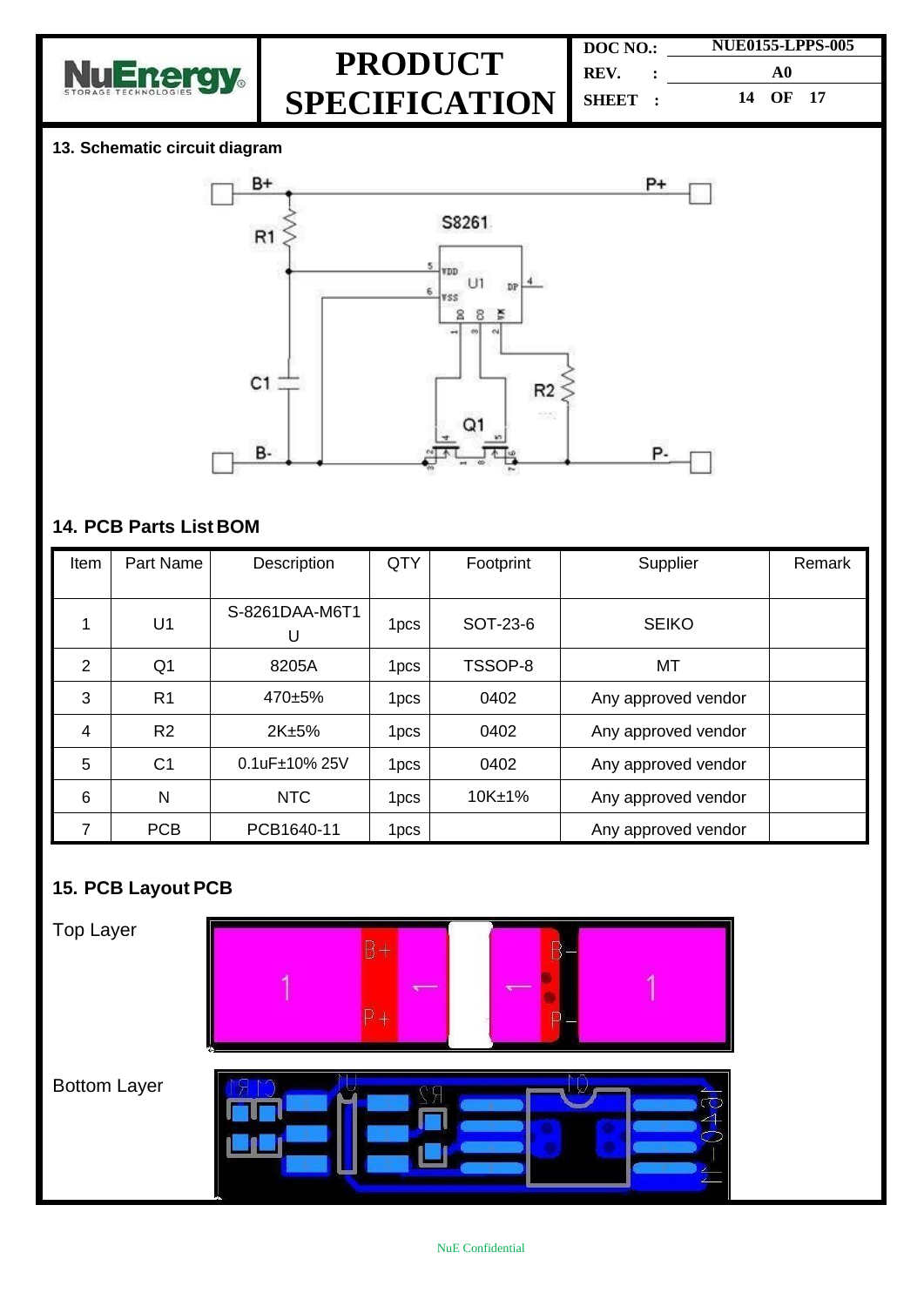## 13. Schematic circuit diagram

## 14. PCB Parts List BOM

| Item | Part Name | Description | QTY | Footprint | Supplier | Remark |
|---|---|---|---|---|---|---|
| 1 | U1 | S-8261DAA-M6T1U | 1pcs | SOT-23-6 | SEIKO | |
| 2 | Q1 | 8205A | 1pcs | TSSOP-8 | MT | |
| 3 | R1 | 470±5% | 1pcs | 0402 | Any approved vendor | |
| 4 | R2 | 2K±5% | 1pcs | 0402 | Any approved vendor | |
| 5 | C1 | 0.1uF±10% 25V | 1pcs | 0402 | Any approved vendor | |
| 6 | N | NTC | 1pcs | 10K±1% | Any approved vendor | |
| 7 | PCB | PCB1640-11 | 1pcs | | Any approved vendor | |

## 15. PCB Layout PCB

Top Layer

Bottom Layer

NuE Confidential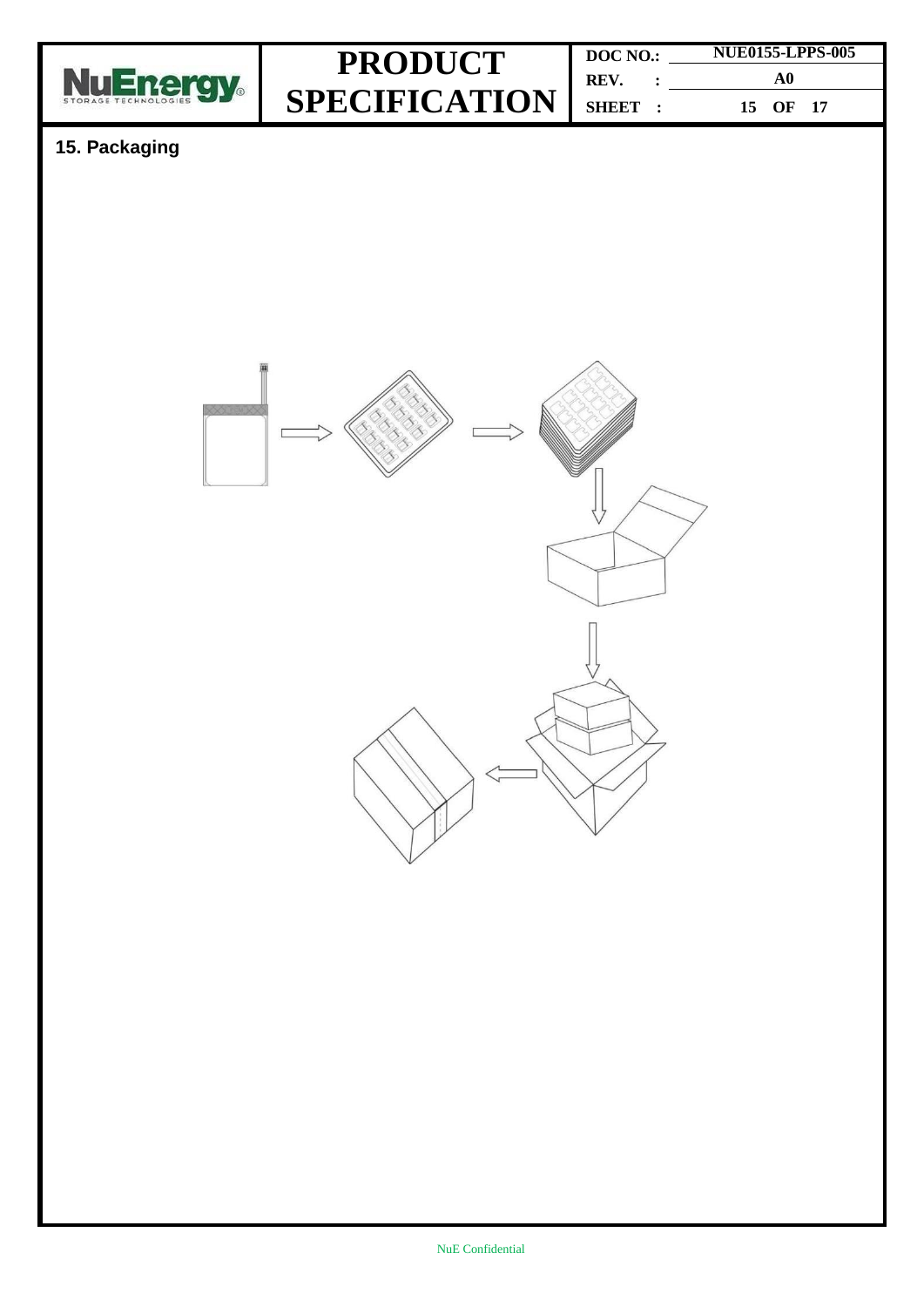## 15. Packaging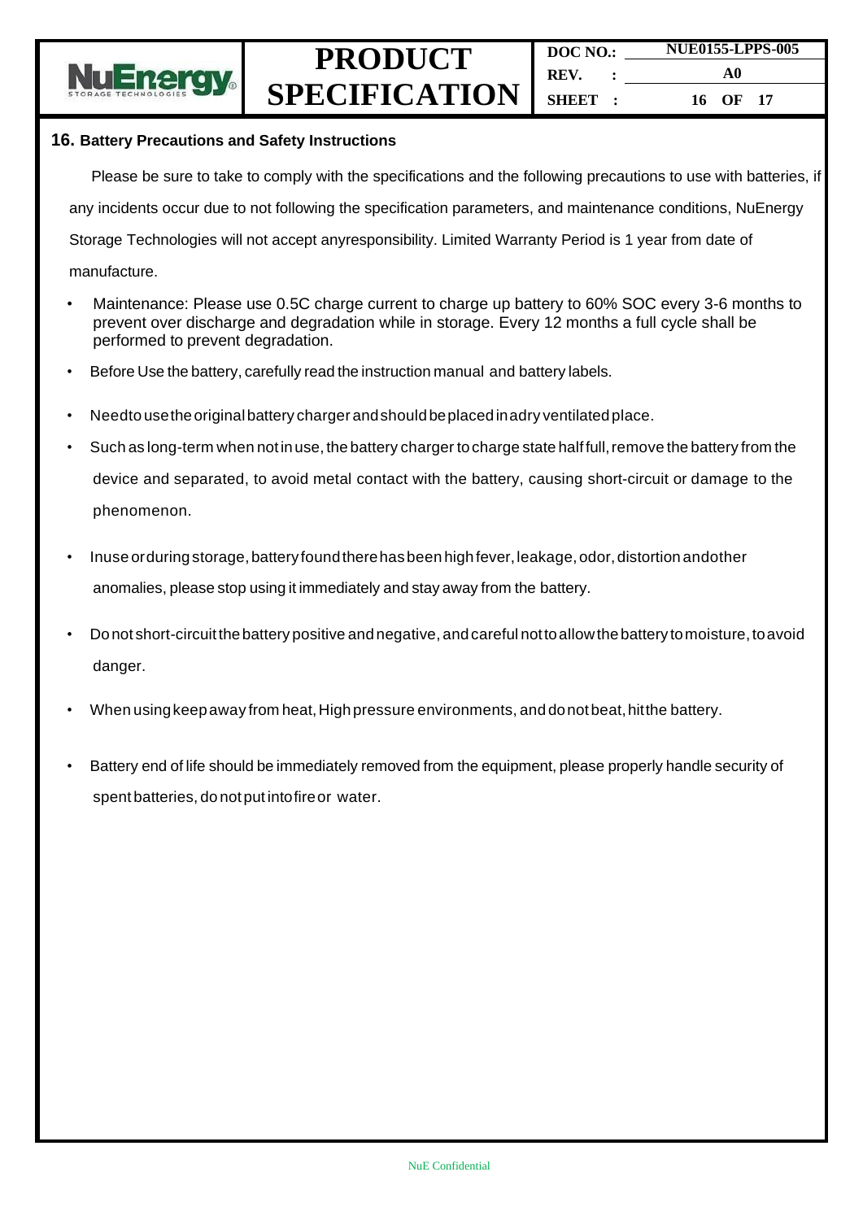## 16. Battery Precautions and Safety Instructions

Please be sure to take to comply with the specifications and the following precautions to use with batteries, if any incidents occur due to not following the specification parameters, and maintenance conditions, NuEnergy Storage Technologies will not accept anyresponsibility. Limited Warranty Period is 1 year from date of manufacture.

- Maintenance: Please use 0.5C charge current to charge up battery to 60% SOC every 3-6 months to prevent over discharge and degradation while in storage. Every 12 months a full cycle shall be performed to prevent degradation.
- Before Use the battery, carefully read the instruction manual and battery labels.
- Needto usethe original battery charger and should be placed in a dry ventilated place.
- Such as long-term when not in use, the battery charger to charge state half full, remove the battery from the device and separated, to avoid metal contact with the battery, causing short-circuit or damage to the phenomenon.
- In use or during storage, battery found there has been high fever, leakage, odor, distortion andother anomalies, please stop using it immediately and stay away from the battery.
- Do not short-circuit the battery positive and negative, and careful not to allow the battery to moisture, to avoid danger.
- When using keep away from heat, High pressure environments, and do not beat, hit the battery.
- Battery end of life should be immediately removed from the equipment, please properly handle security of spent batteries, do not put into fire or water.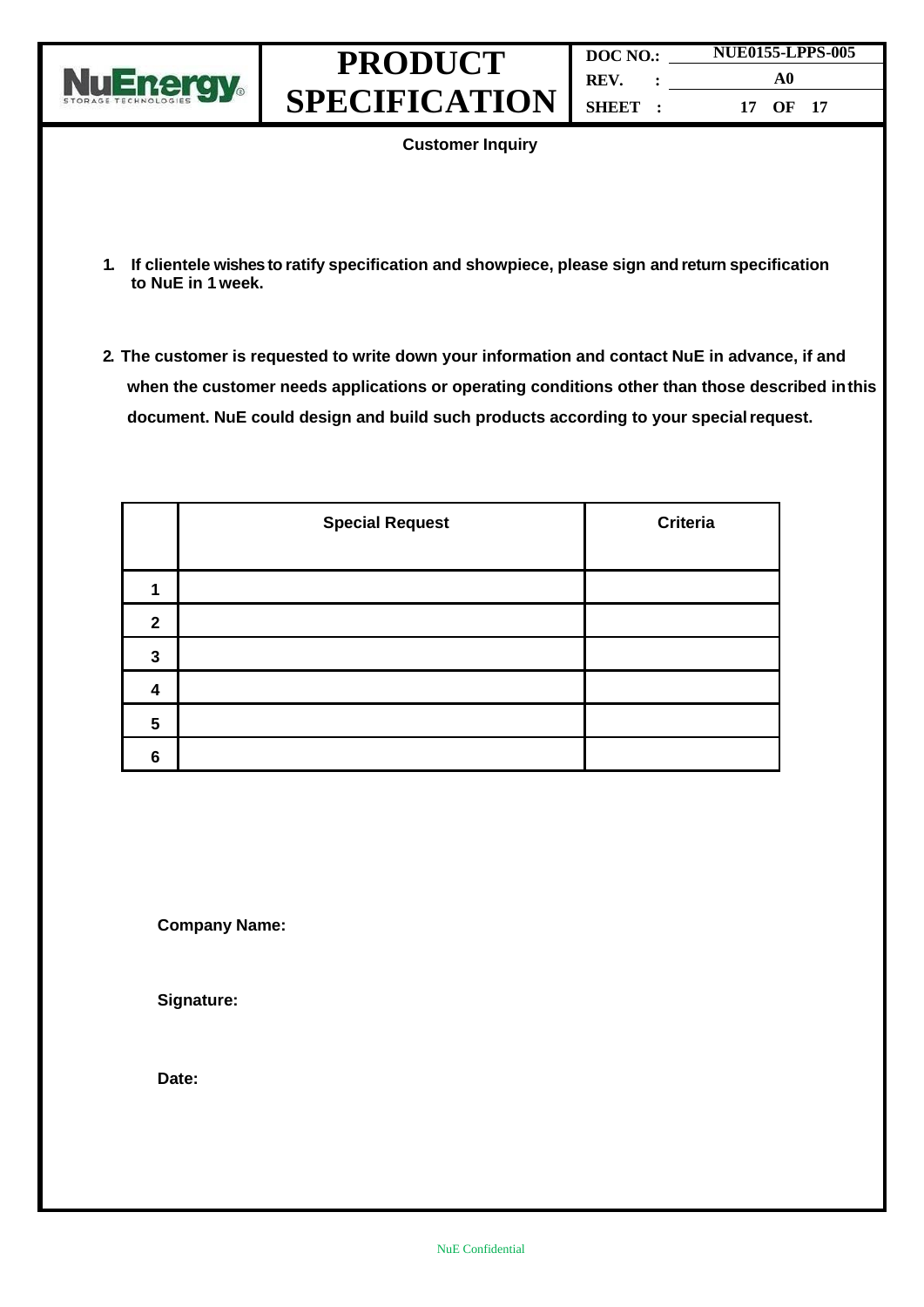**Customer Inquiry**

1. If clientele wishes to ratify specification and showpiece, please sign and return specification to NuE in 1 week.

2. The customer is requested to write down your information and contact NuE in advance, if and when the customer needs applications or operating conditions other than those described in this document. NuE could design and build such products according to your special request.

| | Special Request | Criteria |
|---|---|---|
| 1 | | |
| 2 | | |
| 3 | | |
| 4 | | |
| 5 | | |
| 6 | | |

**Company Name:**

**Signature:**

**Date:**